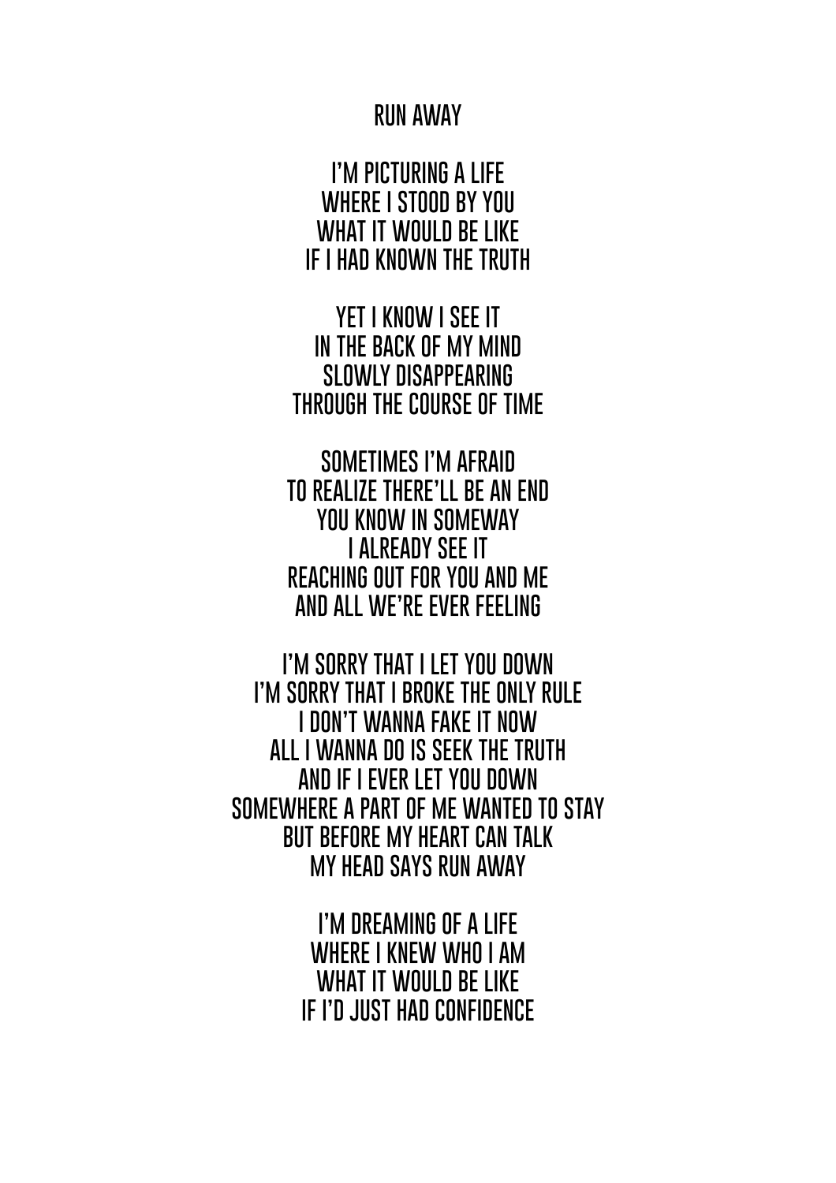# RUN AWAY

I'M PICTURING A LIFE
WHERE I STOOD BY YOU
WHAT IT WOULD BE LIKE
IF I HAD KNOWN THE TRUTH

YET I KNOW I SEE IT
IN THE BACK OF MY MIND
SLOWLY DISAPPEARING
THROUGH THE COURSE OF TIME

SOMETIMES I'M AFRAID
TO REALIZE THERE'LL BE AN END
YOU KNOW IN SOMEWAY
I ALREADY SEE IT
REACHING OUT FOR YOU AND ME
AND ALL WE'RE EVER FEELING

I'M SORRY THAT I LET YOU DOWN
I'M SORRY THAT I BROKE THE ONLY RULE
I DON'T WANNA FAKE IT NOW
ALL I WANNA DO IS SEEK THE TRUTH
AND IF I EVER LET YOU DOWN
SOMEWHERE A PART OF ME WANTED TO STAY
BUT BEFORE MY HEART CAN TALK
MY HEAD SAYS RUN AWAY

I'M DREAMING OF A LIFE
WHERE I KNEW WHO I AM
WHAT IT WOULD BE LIKE
IF I'D JUST HAD CONFIDENCE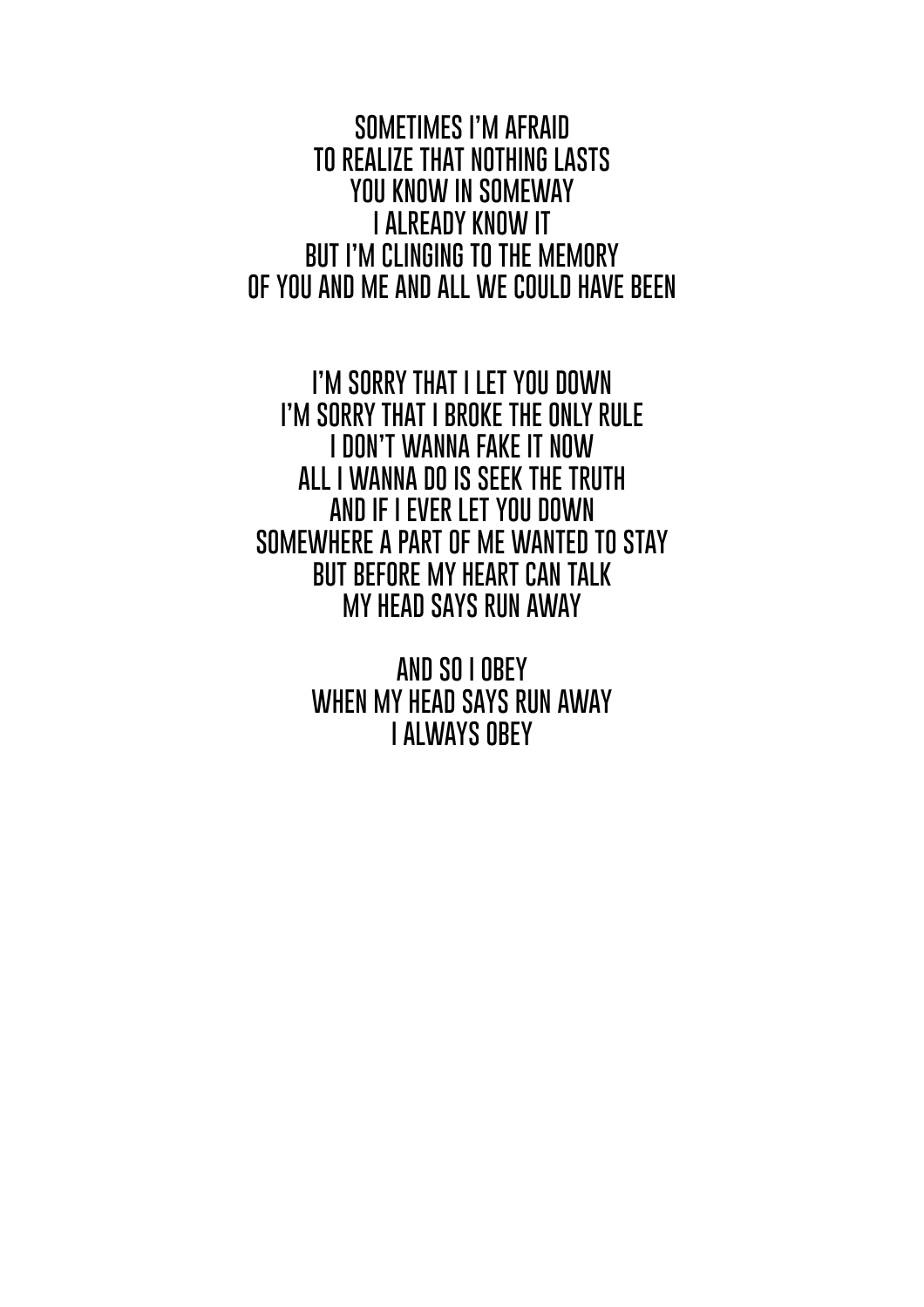SOMETIMES I'M AFRAID
TO REALIZE THAT NOTHING LASTS
YOU KNOW IN SOMEWAY
I ALREADY KNOW IT
BUT I'M CLINGING TO THE MEMORY
OF YOU AND ME AND ALL WE COULD HAVE BEEN

I'M SORRY THAT I LET YOU DOWN
I'M SORRY THAT I BROKE THE ONLY RULE
I DON'T WANNA FAKE IT NOW
ALL I WANNA DO IS SEEK THE TRUTH
AND IF I EVER LET YOU DOWN
SOMEWHERE A PART OF ME WANTED TO STAY
BUT BEFORE MY HEART CAN TALK
MY HEAD SAYS RUN AWAY

AND SO I OBEY
WHEN MY HEAD SAYS RUN AWAY
I ALWAYS OBEY